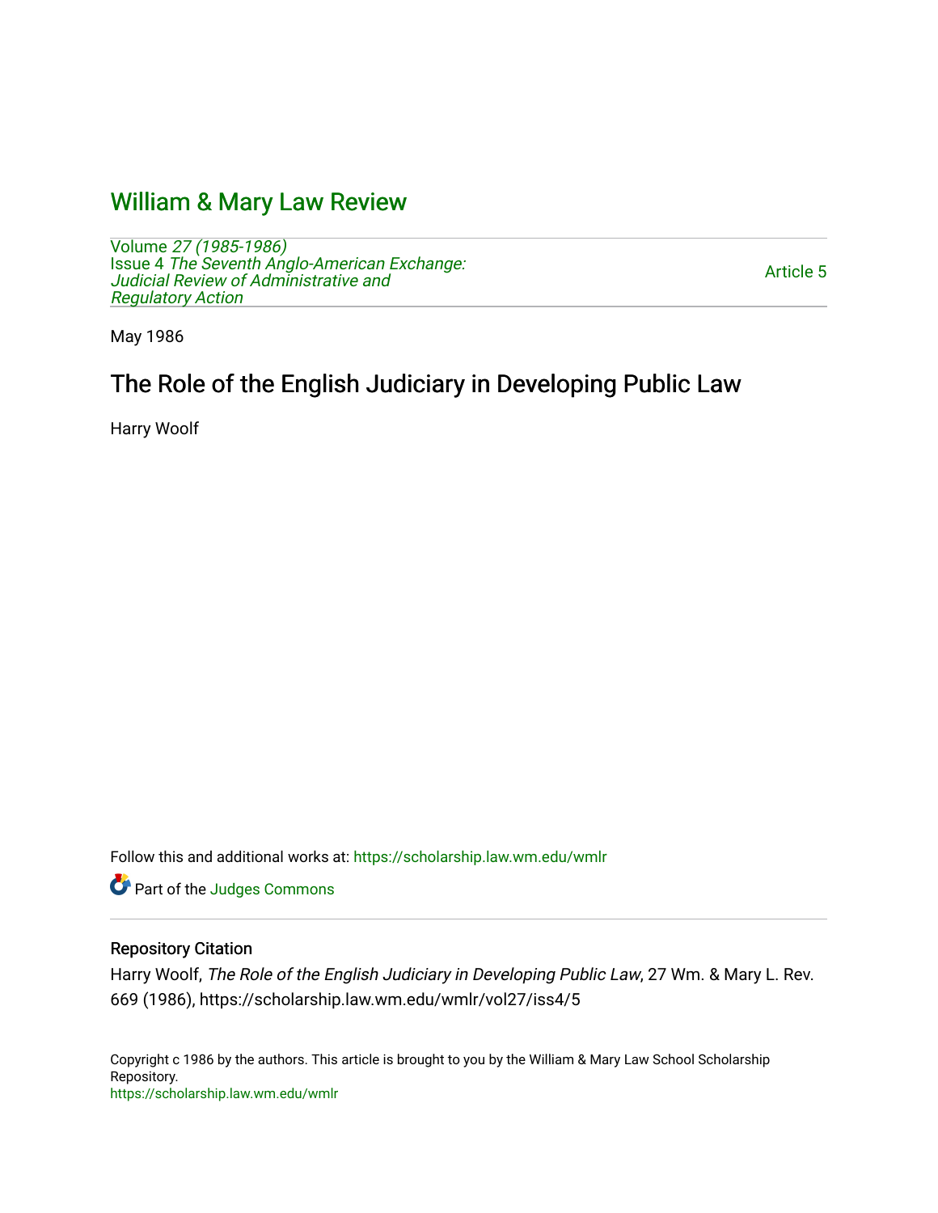# William & Mary Law Review

Volume *27 (1985-1986)*
Issue 4 *The Seventh Anglo-American Exchange: Judicial Review of Administrative and Regulatory Action*

Article 5

May 1986

## The Role of the English Judiciary in Developing Public Law

Harry Woolf

Follow this and additional works at: https://scholarship.law.wm.edu/wmlr

Part of the Judges Commons

### Repository Citation

Harry Woolf, *The Role of the English Judiciary in Developing Public Law*, 27 Wm. & Mary L. Rev. 669 (1986), https://scholarship.law.wm.edu/wmlr/vol27/iss4/5

Copyright c 1986 by the authors. This article is brought to you by the William & Mary Law School Scholarship Repository.
https://scholarship.law.wm.edu/wmlr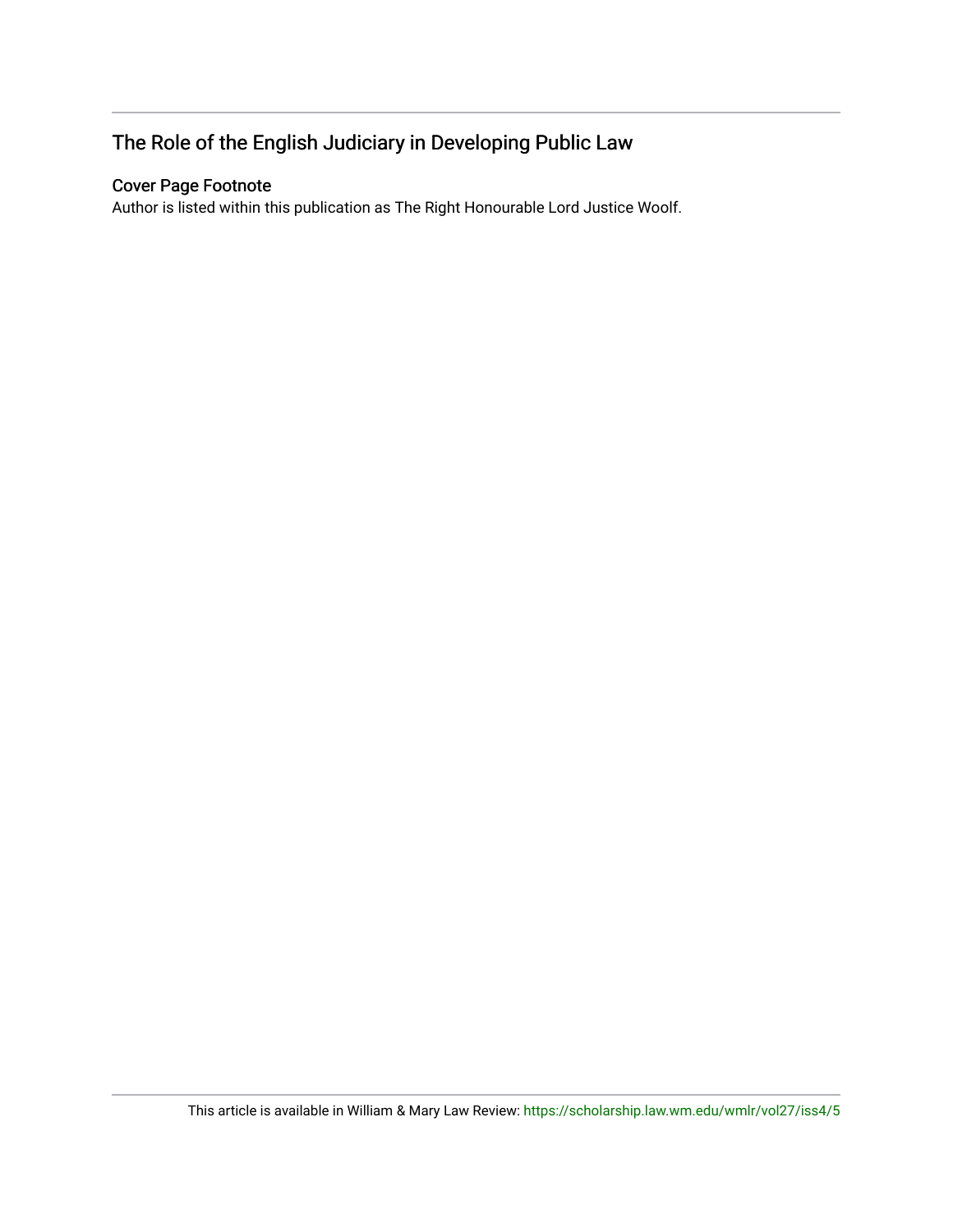## The Role of the English Judiciary in Developing Public Law

### Cover Page Footnote

Author is listed within this publication as The Right Honourable Lord Justice Woolf.

This article is available in William & Mary Law Review: https://scholarship.law.wm.edu/wmlr/vol27/iss4/5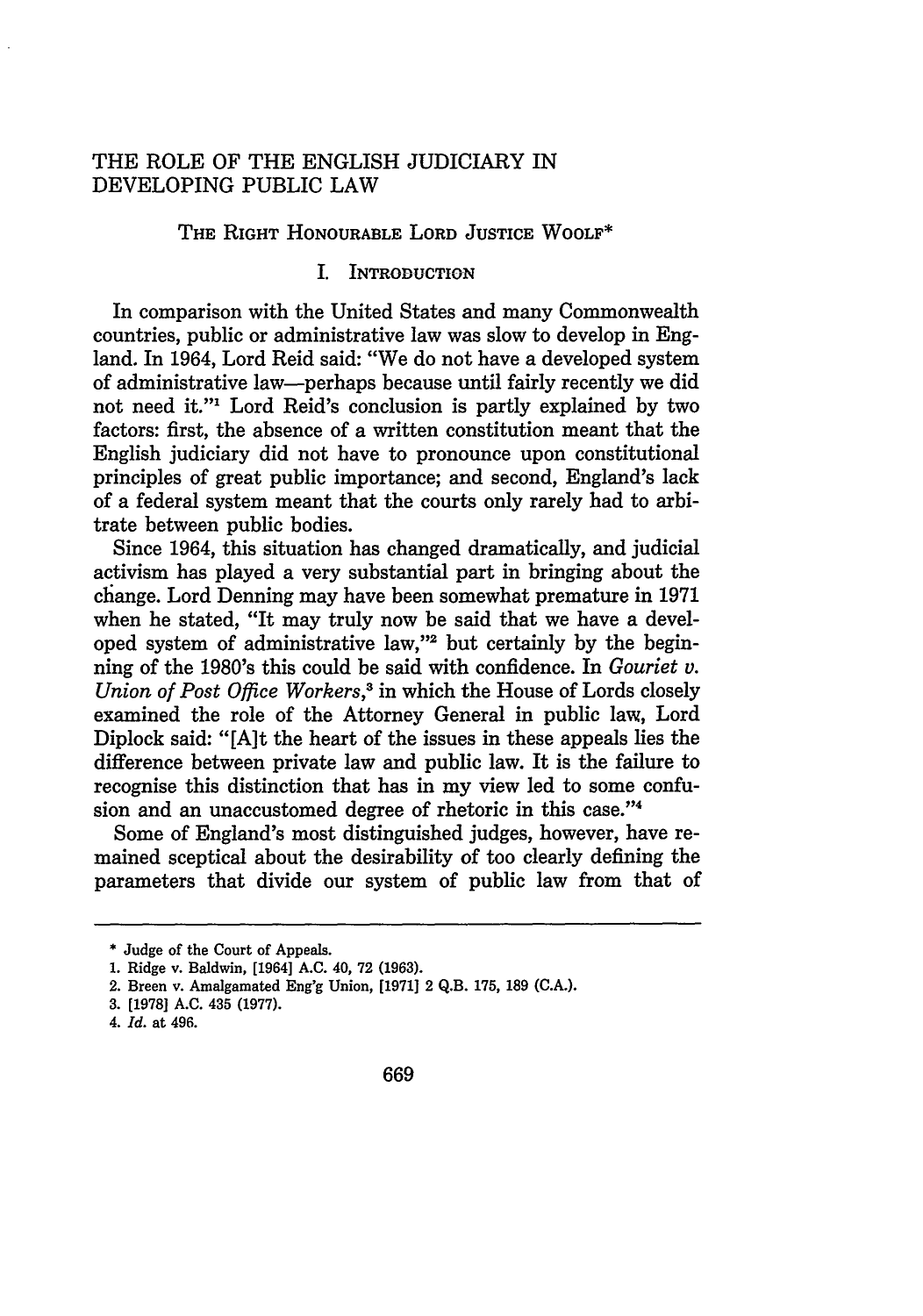# THE ROLE OF THE ENGLISH JUDICIARY IN DEVELOPING PUBLIC LAW

THE RIGHT HONOURABLE LORD JUSTICE WOOLF*

## I. INTRODUCTION

In comparison with the United States and many Commonwealth countries, public or administrative law was slow to develop in England. In 1964, Lord Reid said: "We do not have a developed system of administrative law—perhaps because until fairly recently we did not need it."[1] Lord Reid's conclusion is partly explained by two factors: first, the absence of a written constitution meant that the English judiciary did not have to pronounce upon constitutional principles of great public importance; and second, England's lack of a federal system meant that the courts only rarely had to arbitrate between public bodies.

Since 1964, this situation has changed dramatically, and judicial activism has played a very substantial part in bringing about the change. Lord Denning may have been somewhat premature in 1971 when he stated, "It may truly now be said that we have a developed system of administrative law,"[2] but certainly by the beginning of the 1980's this could be said with confidence. In *Gouriet v. Union of Post Office Workers*,[3] in which the House of Lords closely examined the role of the Attorney General in public law, Lord Diplock said: "[A]t the heart of the issues in these appeals lies the difference between private law and public law. It is the failure to recognise this distinction that has in my view led to some confusion and an unaccustomed degree of rhetoric in this case."[4]

Some of England's most distinguished judges, however, have remained sceptical about the desirability of too clearly defining the parameters that divide our system of public law from that of

---

\* Judge of the Court of Appeals.

1. Ridge v. Baldwin, [1964] A.C. 40, 72 (1963).

2. Breen v. Amalgamated Eng'g Union, [1971] 2 Q.B. 175, 189 (C.A.).

3. [1978] A.C. 435 (1977).

4. *Id.* at 496.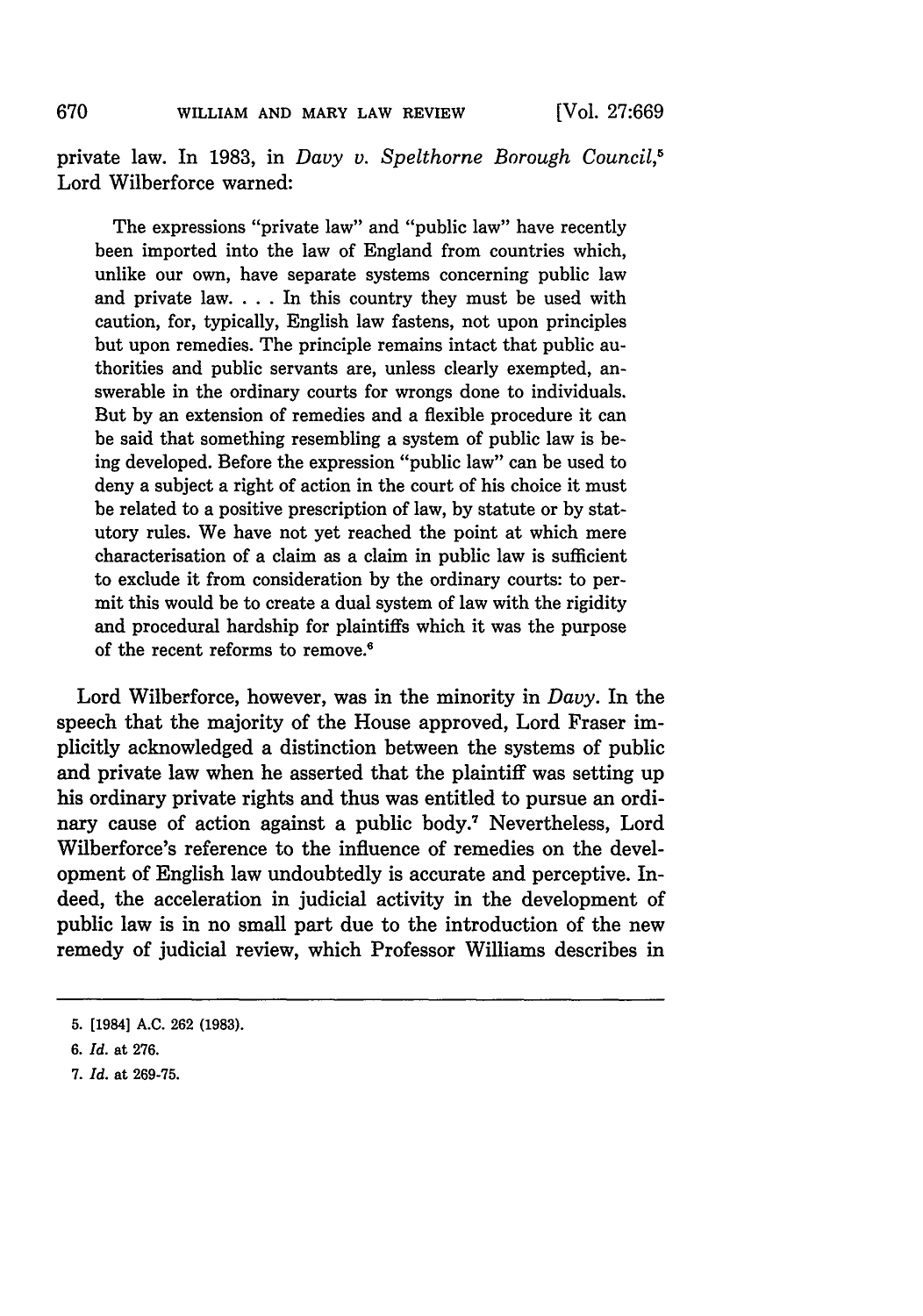private law. In 1983, in *Davy v. Spelthorne Borough Council*,[5] Lord Wilberforce warned:

> The expressions "private law" and "public law" have recently been imported into the law of England from countries which, unlike our own, have separate systems concerning public law and private law. . . . In this country they must be used with caution, for, typically, English law fastens, not upon principles but upon remedies. The principle remains intact that public authorities and public servants are, unless clearly exempted, answerable in the ordinary courts for wrongs done to individuals. But by an extension of remedies and a flexible procedure it can be said that something resembling a system of public law is being developed. Before the expression "public law" can be used to deny a subject a right of action in the court of his choice it must be related to a positive prescription of law, by statute or by statutory rules. We have not yet reached the point at which mere characterisation of a claim as a claim in public law is sufficient to exclude it from consideration by the ordinary courts: to permit this would be to create a dual system of law with the rigidity and procedural hardship for plaintiffs which it was the purpose of the recent reforms to remove.[6]

Lord Wilberforce, however, was in the minority in *Davy*. In the speech that the majority of the House approved, Lord Fraser implicitly acknowledged a distinction between the systems of public and private law when he asserted that the plaintiff was setting up his ordinary private rights and thus was entitled to pursue an ordinary cause of action against a public body.[7] Nevertheless, Lord Wilberforce's reference to the influence of remedies on the development of English law undoubtedly is accurate and perceptive. Indeed, the acceleration in judicial activity in the development of public law is in no small part due to the introduction of the new remedy of judicial review, which Professor Williams describes in

5. [1984] A.C. 262 (1983).

6. *Id.* at 276.

7. *Id.* at 269-75.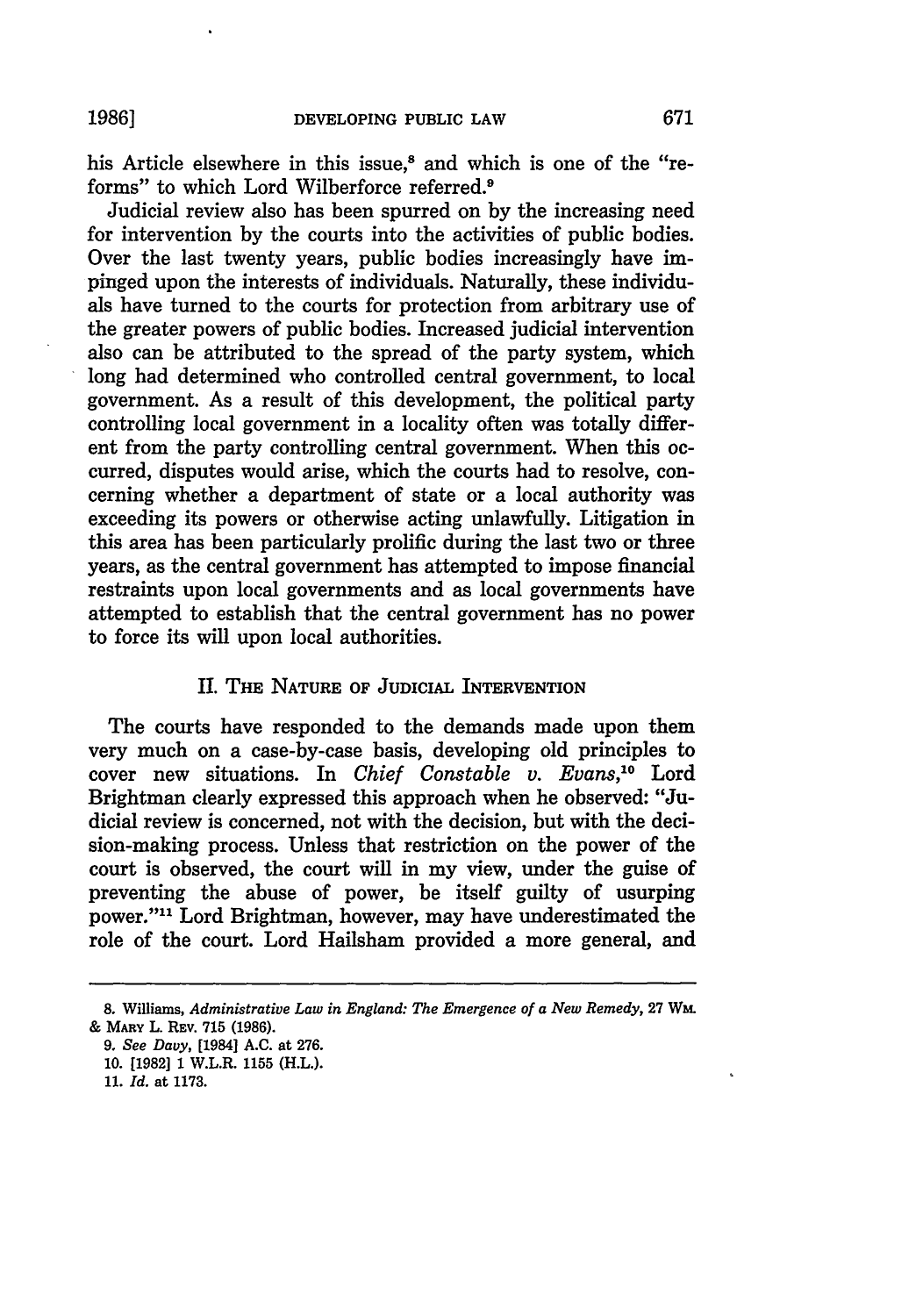his Article elsewhere in this issue,[8] and which is one of the "reforms" to which Lord Wilberforce referred.[9]

Judicial review also has been spurred on by the increasing need for intervention by the courts into the activities of public bodies. Over the last twenty years, public bodies increasingly have impinged upon the interests of individuals. Naturally, these individuals have turned to the courts for protection from arbitrary use of the greater powers of public bodies. Increased judicial intervention also can be attributed to the spread of the party system, which long had determined who controlled central government, to local government. As a result of this development, the political party controlling local government in a locality often was totally different from the party controlling central government. When this occurred, disputes would arise, which the courts had to resolve, concerning whether a department of state or a local authority was exceeding its powers or otherwise acting unlawfully. Litigation in this area has been particularly prolific during the last two or three years, as the central government has attempted to impose financial restraints upon local governments and as local governments have attempted to establish that the central government has no power to force its will upon local authorities.

## II. THE NATURE OF JUDICIAL INTERVENTION

The courts have responded to the demands made upon them very much on a case-by-case basis, developing old principles to cover new situations. In *Chief Constable v. Evans*,[10] Lord Brightman clearly expressed this approach when he observed: "Judicial review is concerned, not with the decision, but with the decision-making process. Unless that restriction on the power of the court is observed, the court will in my view, under the guise of preventing the abuse of power, be itself guilty of usurping power."[11] Lord Brightman, however, may have underestimated the role of the court. Lord Hailsham provided a more general, and

---

8. Williams, *Administrative Law in England: The Emergence of a New Remedy*, 27 WM. & MARY L. REV. 715 (1986).

9. *See Davy*, [1984] A.C. at 276.

10. [1982] 1 W.L.R. 1155 (H.L.).

11. *Id.* at 1173.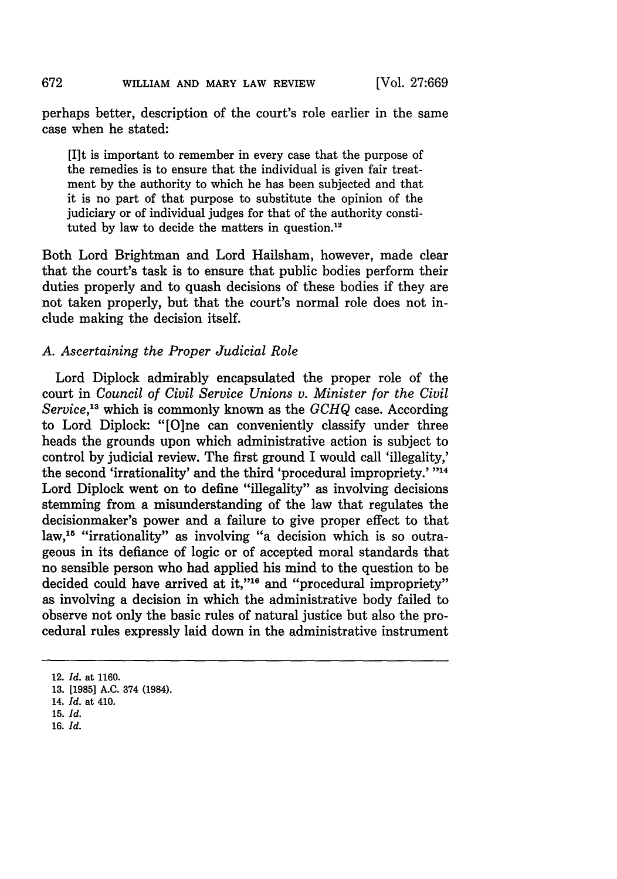perhaps better, description of the court's role earlier in the same case when he stated:

> [I]t is important to remember in every case that the purpose of the remedies is to ensure that the individual is given fair treatment by the authority to which he has been subjected and that it is no part of that purpose to substitute the opinion of the judiciary or of individual judges for that of the authority constituted by law to decide the matters in question.[12]

Both Lord Brightman and Lord Hailsham, however, made clear that the court's task is to ensure that public bodies perform their duties properly and to quash decisions of these bodies if they are not taken properly, but that the court's normal role does not include making the decision itself.

### *A. Ascertaining the Proper Judicial Role*

Lord Diplock admirably encapsulated the proper role of the court in *Council of Civil Service Unions v. Minister for the Civil Service*,[13] which is commonly known as the *GCHQ* case. According to Lord Diplock: "[O]ne can conveniently classify under three heads the grounds upon which administrative action is subject to control by judicial review. The first ground I would call 'illegality,' the second 'irrationality' and the third 'procedural impropriety.' "[14] Lord Diplock went on to define "illegality" as involving decisions stemming from a misunderstanding of the law that regulates the decisionmaker's power and a failure to give proper effect to that law,[15] "irrationality" as involving "a decision which is so outrageous in its defiance of logic or of accepted moral standards that no sensible person who had applied his mind to the question to be decided could have arrived at it,"[16] and "procedural impropriety" as involving a decision in which the administrative body failed to observe not only the basic rules of natural justice but also the procedural rules expressly laid down in the administrative instrument

---

12. *Id.* at 1160.
13. [1985] A.C. 374 (1984).
14. *Id.* at 410.
15. *Id.*
16. *Id.*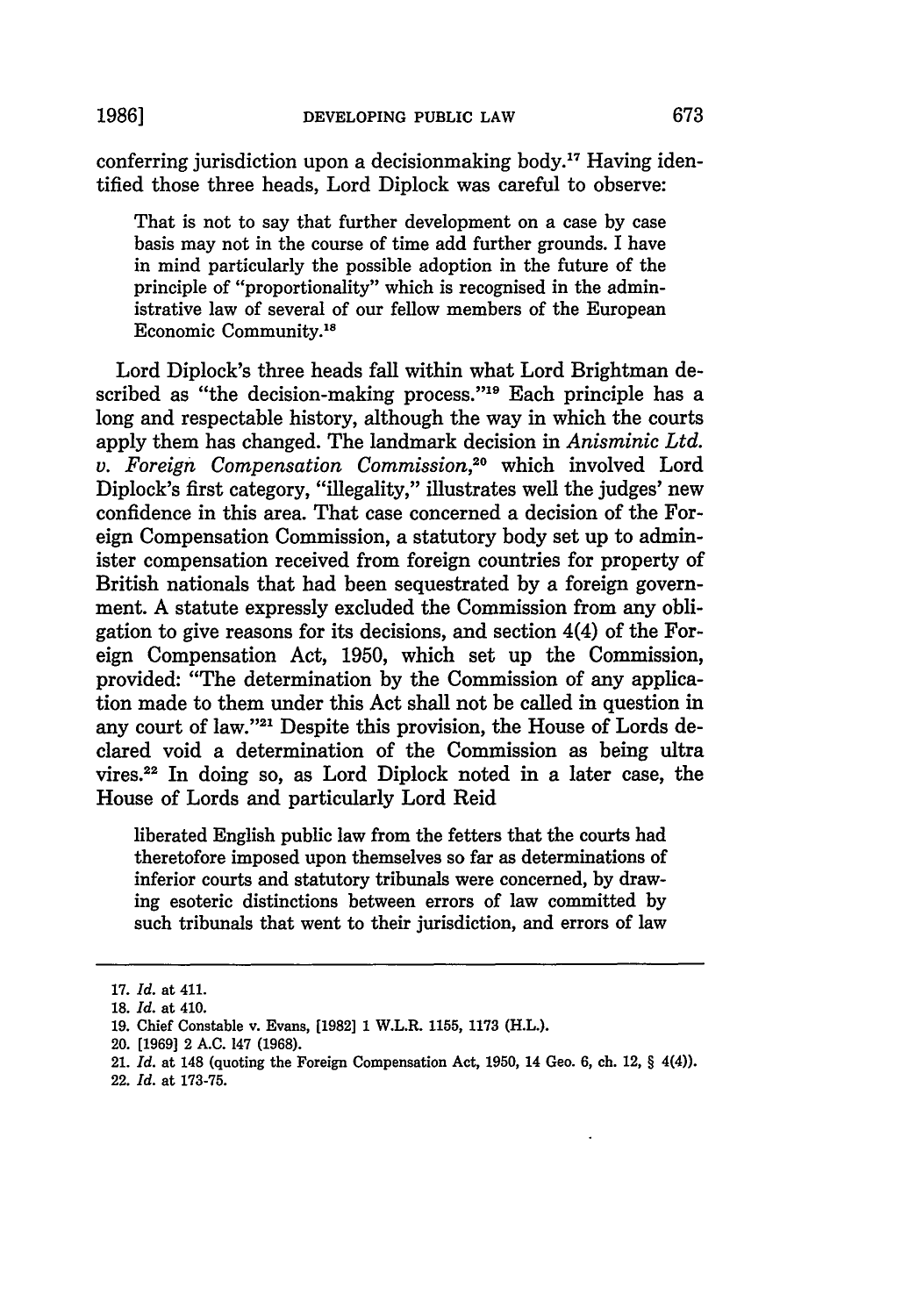conferring jurisdiction upon a decisionmaking body.[17] Having identified those three heads, Lord Diplock was careful to observe:

> That is not to say that further development on a case by case basis may not in the course of time add further grounds. I have in mind particularly the possible adoption in the future of the principle of "proportionality" which is recognised in the administrative law of several of our fellow members of the European Economic Community.[18]

Lord Diplock's three heads fall within what Lord Brightman described as "the decision-making process."[19] Each principle has a long and respectable history, although the way in which the courts apply them has changed. The landmark decision in *Anisminic Ltd. v. Foreign Compensation Commission*,[20] which involved Lord Diplock's first category, "illegality," illustrates well the judges' new confidence in this area. That case concerned a decision of the Foreign Compensation Commission, a statutory body set up to administer compensation received from foreign countries for property of British nationals that had been sequestrated by a foreign government. A statute expressly excluded the Commission from any obligation to give reasons for its decisions, and section 4(4) of the Foreign Compensation Act, 1950, which set up the Commission, provided: "The determination by the Commission of any application made to them under this Act shall not be called in question in any court of law."[21] Despite this provision, the House of Lords declared void a determination of the Commission as being ultra vires.[22] In doing so, as Lord Diplock noted in a later case, the House of Lords and particularly Lord Reid

> liberated English public law from the fetters that the courts had theretofore imposed upon themselves so far as determinations of inferior courts and statutory tribunals were concerned, by drawing esoteric distinctions between errors of law committed by such tribunals that went to their jurisdiction, and errors of law

---

17. *Id.* at 411.
18. *Id.* at 410.
19. Chief Constable v. Evans, [1982] 1 W.L.R. 1155, 1173 (H.L.).
20. [1969] 2 A.C. 147 (1968).
21. *Id.* at 148 (quoting the Foreign Compensation Act, 1950, 14 Geo. 6, ch. 12, § 4(4)).
22. *Id.* at 173-75.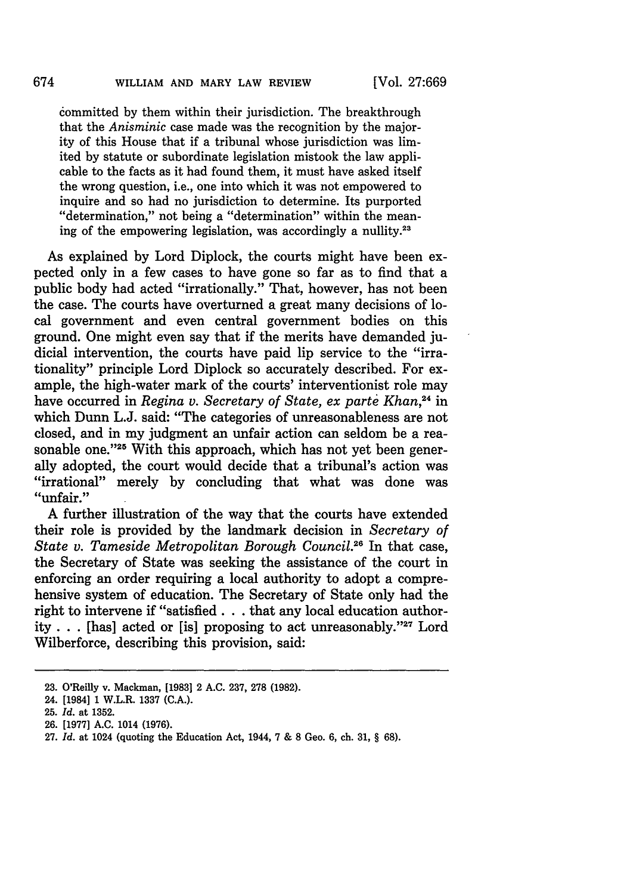committed by them within their jurisdiction. The breakthrough that the *Anisminic* case made was the recognition by the majority of this House that if a tribunal whose jurisdiction was limited by statute or subordinate legislation mistook the law applicable to the facts as it had found them, it must have asked itself the wrong question, i.e., one into which it was not empowered to inquire and so had no jurisdiction to determine. Its purported "determination," not being a "determination" within the meaning of the empowering legislation, was accordingly a nullity.[23]

As explained by Lord Diplock, the courts might have been expected only in a few cases to have gone so far as to find that a public body had acted "irrationally." That, however, has not been the case. The courts have overturned a great many decisions of local government and even central government bodies on this ground. One might even say that if the merits have demanded judicial intervention, the courts have paid lip service to the "irrationality" principle Lord Diplock so accurately described. For example, the high-water mark of the courts' interventionist role may have occurred in *Regina v. Secretary of State, ex parte Khan*,[24] in which Dunn L.J. said: "The categories of unreasonableness are not closed, and in my judgment an unfair action can seldom be a reasonable one."[25] With this approach, which has not yet been generally adopted, the court would decide that a tribunal's action was "irrational" merely by concluding that what was done was "unfair."

A further illustration of the way that the courts have extended their role is provided by the landmark decision in *Secretary of State v. Tameside Metropolitan Borough Council*.[26] In that case, the Secretary of State was seeking the assistance of the court in enforcing an order requiring a local authority to adopt a comprehensive system of education. The Secretary of State only had the right to intervene if "satisfied . . . that any local education authority . . . [has] acted or [is] proposing to act unreasonably."[27] Lord Wilberforce, describing this provision, said:

---

23. O'Reilly v. Mackman, [1983] 2 A.C. 237, 278 (1982).
24. [1984] 1 W.L.R. 1337 (C.A.).
25. *Id.* at 1352.
26. [1977] A.C. 1014 (1976).
27. *Id.* at 1024 (quoting the Education Act, 1944, 7 & 8 Geo. 6, ch. 31, § 68).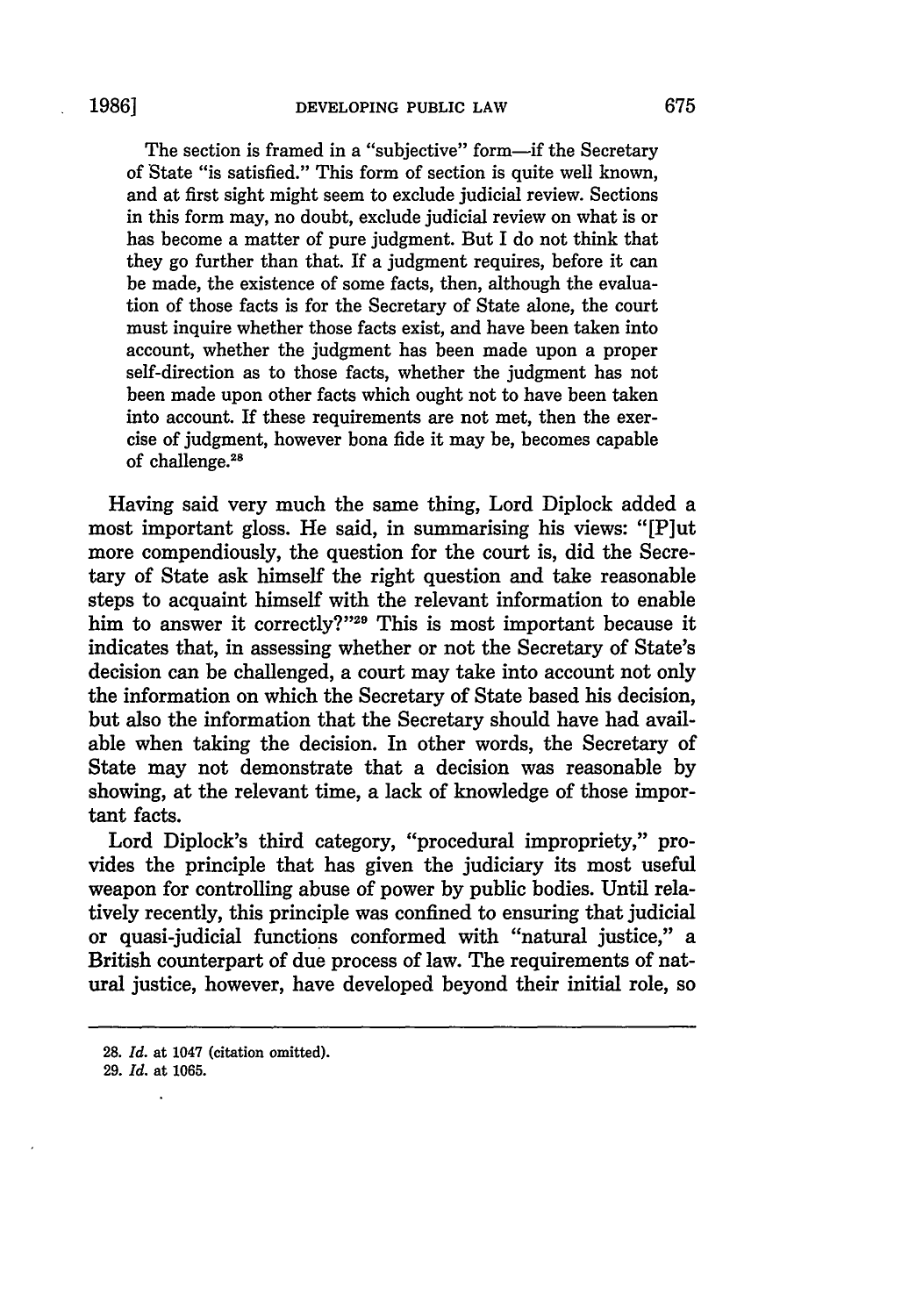> The section is framed in a "subjective" form—if the Secretary of State "is satisfied." This form of section is quite well known, and at first sight might seem to exclude judicial review. Sections in this form may, no doubt, exclude judicial review on what is or has become a matter of pure judgment. But I do not think that they go further than that. If a judgment requires, before it can be made, the existence of some facts, then, although the evaluation of those facts is for the Secretary of State alone, the court must inquire whether those facts exist, and have been taken into account, whether the judgment has been made upon a proper self-direction as to those facts, whether the judgment has not been made upon other facts which ought not to have been taken into account. If these requirements are not met, then the exercise of judgment, however bona fide it may be, becomes capable of challenge.[28]

Having said very much the same thing, Lord Diplock added a most important gloss. He said, in summarising his views: "[P]ut more compendiously, the question for the court is, did the Secretary of State ask himself the right question and take reasonable steps to acquaint himself with the relevant information to enable him to answer it correctly?"[29] This is most important because it indicates that, in assessing whether or not the Secretary of State's decision can be challenged, a court may take into account not only the information on which the Secretary of State based his decision, but also the information that the Secretary should have had available when taking the decision. In other words, the Secretary of State may not demonstrate that a decision was reasonable by showing, at the relevant time, a lack of knowledge of those important facts.

Lord Diplock's third category, "procedural impropriety," provides the principle that has given the judiciary its most useful weapon for controlling abuse of power by public bodies. Until relatively recently, this principle was confined to ensuring that judicial or quasi-judicial functions conformed with "natural justice," a British counterpart of due process of law. The requirements of natural justice, however, have developed beyond their initial role, so

---

28. *Id.* at 1047 (citation omitted).

29. *Id.* at 1065.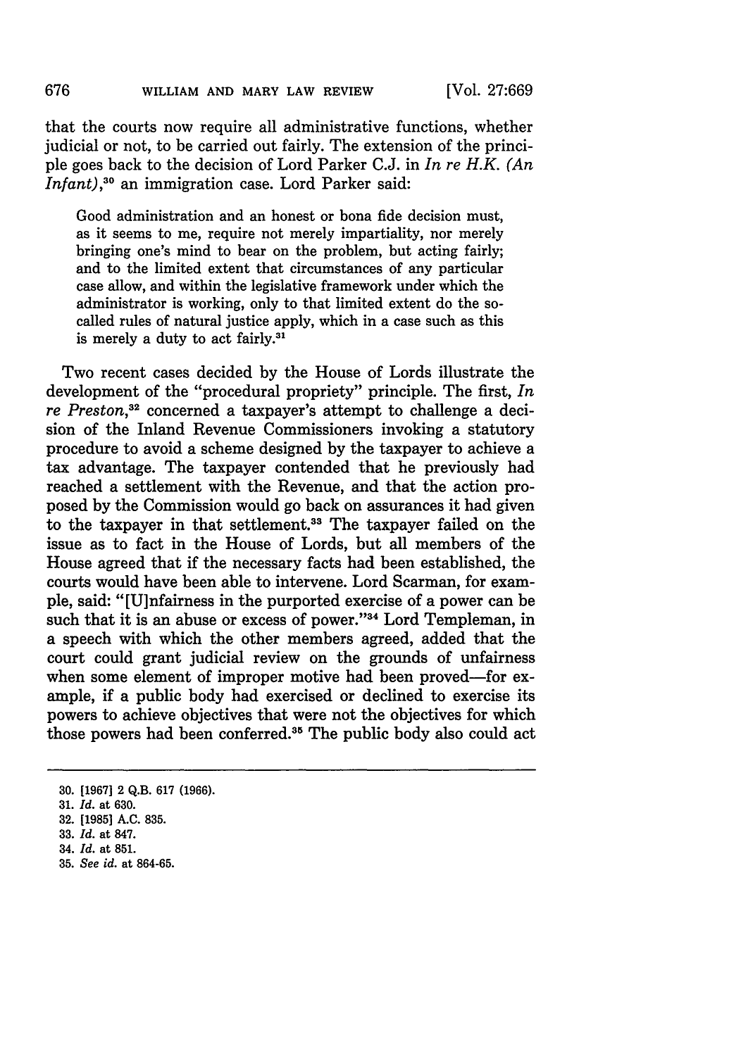that the courts now require all administrative functions, whether judicial or not, to be carried out fairly. The extension of the principle goes back to the decision of Lord Parker C.J. in *In re H.K. (An Infant)*,[30] an immigration case. Lord Parker said:

> Good administration and an honest or bona fide decision must, as it seems to me, require not merely impartiality, nor merely bringing one's mind to bear on the problem, but acting fairly; and to the limited extent that circumstances of any particular case allow, and within the legislative framework under which the administrator is working, only to that limited extent do the so-called rules of natural justice apply, which in a case such as this is merely a duty to act fairly.[31]

Two recent cases decided by the House of Lords illustrate the development of the "procedural propriety" principle. The first, *In re Preston*,[32] concerned a taxpayer's attempt to challenge a decision of the Inland Revenue Commissioners invoking a statutory procedure to avoid a scheme designed by the taxpayer to achieve a tax advantage. The taxpayer contended that he previously had reached a settlement with the Revenue, and that the action proposed by the Commission would go back on assurances it had given to the taxpayer in that settlement.[33] The taxpayer failed on the issue as to fact in the House of Lords, but all members of the House agreed that if the necessary facts had been established, the courts would have been able to intervene. Lord Scarman, for example, said: "[U]nfairness in the purported exercise of a power can be such that it is an abuse or excess of power."[34] Lord Templeman, in a speech with which the other members agreed, added that the court could grant judicial review on the grounds of unfairness when some element of improper motive had been proved—for example, if a public body had exercised or declined to exercise its powers to achieve objectives that were not the objectives for which those powers had been conferred.[35] The public body also could act

---

30. [1967] 2 Q.B. 617 (1966).
31. *Id.* at 630.
32. [1985] A.C. 835.
33. *Id.* at 847.
34. *Id.* at 851.
35. *See id.* at 864-65.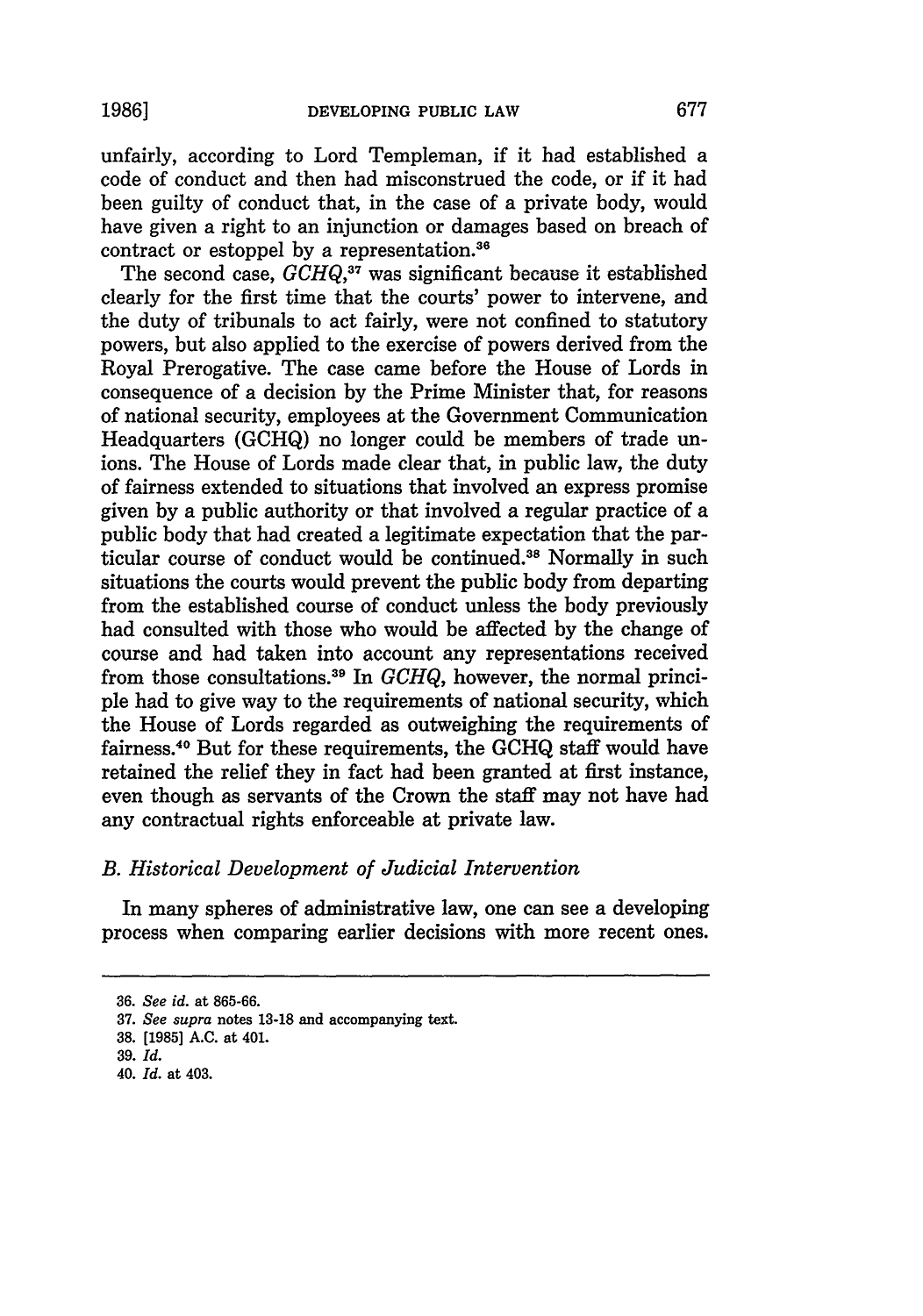unfairly, according to Lord Templeman, if it had established a code of conduct and then had misconstrued the code, or if it had been guilty of conduct that, in the case of a private body, would have given a right to an injunction or damages based on breach of contract or estoppel by a representation.[36]

The second case, *GCHQ*,[37] was significant because it established clearly for the first time that the courts' power to intervene, and the duty of tribunals to act fairly, were not confined to statutory powers, but also applied to the exercise of powers derived from the Royal Prerogative. The case came before the House of Lords in consequence of a decision by the Prime Minister that, for reasons of national security, employees at the Government Communication Headquarters (GCHQ) no longer could be members of trade unions. The House of Lords made clear that, in public law, the duty of fairness extended to situations that involved an express promise given by a public authority or that involved a regular practice of a public body that had created a legitimate expectation that the particular course of conduct would be continued.[38] Normally in such situations the courts would prevent the public body from departing from the established course of conduct unless the body previously had consulted with those who would be affected by the change of course and had taken into account any representations received from those consultations.[39] In *GCHQ*, however, the normal principle had to give way to the requirements of national security, which the House of Lords regarded as outweighing the requirements of fairness.[40] But for these requirements, the GCHQ staff would have retained the relief they in fact had been granted at first instance, even though as servants of the Crown the staff may not have had any contractual rights enforceable at private law.

### *B. Historical Development of Judicial Intervention*

In many spheres of administrative law, one can see a developing process when comparing earlier decisions with more recent ones.

---

36. *See id.* at 865-66.
37. *See supra* notes 13-18 and accompanying text.
38. [1985] A.C. at 401.
39. *Id.*
40. *Id.* at 403.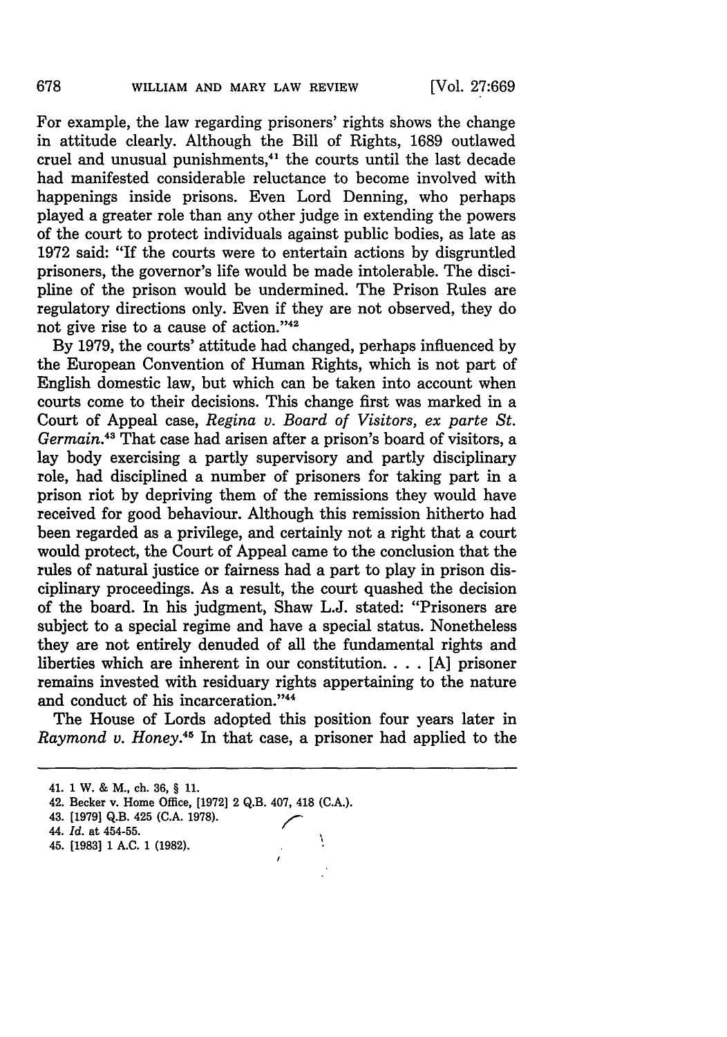For example, the law regarding prisoners' rights shows the change in attitude clearly. Although the Bill of Rights, 1689 outlawed cruel and unusual punishments,[41] the courts until the last decade had manifested considerable reluctance to become involved with happenings inside prisons. Even Lord Denning, who perhaps played a greater role than any other judge in extending the powers of the court to protect individuals against public bodies, as late as 1972 said: "If the courts were to entertain actions by disgruntled prisoners, the governor's life would be made intolerable. The discipline of the prison would be undermined. The Prison Rules are regulatory directions only. Even if they are not observed, they do not give rise to a cause of action."[42]

By 1979, the courts' attitude had changed, perhaps influenced by the European Convention of Human Rights, which is not part of English domestic law, but which can be taken into account when courts come to their decisions. This change first was marked in a Court of Appeal case, *Regina v. Board of Visitors, ex parte St. Germain*.[43] That case had arisen after a prison's board of visitors, a lay body exercising a partly supervisory and partly disciplinary role, had disciplined a number of prisoners for taking part in a prison riot by depriving them of the remissions they would have received for good behaviour. Although this remission hitherto had been regarded as a privilege, and certainly not a right that a court would protect, the Court of Appeal came to the conclusion that the rules of natural justice or fairness had a part to play in prison disciplinary proceedings. As a result, the court quashed the decision of the board. In his judgment, Shaw L.J. stated: "Prisoners are subject to a special regime and have a special status. Nonetheless they are not entirely denuded of all the fundamental rights and liberties which are inherent in our constitution. . . . [A] prisoner remains invested with residuary rights appertaining to the nature and conduct of his incarceration."[44]

The House of Lords adopted this position four years later in *Raymond v. Honey*.[45] In that case, a prisoner had applied to the

---

41. 1 W. & M., ch. 36, § 11.
42. Becker v. Home Office, [1972] 2 Q.B. 407, 418 (C.A.).
43. [1979] Q.B. 425 (C.A. 1978).
44. *Id.* at 454-55.
45. [1983] 1 A.C. 1 (1982).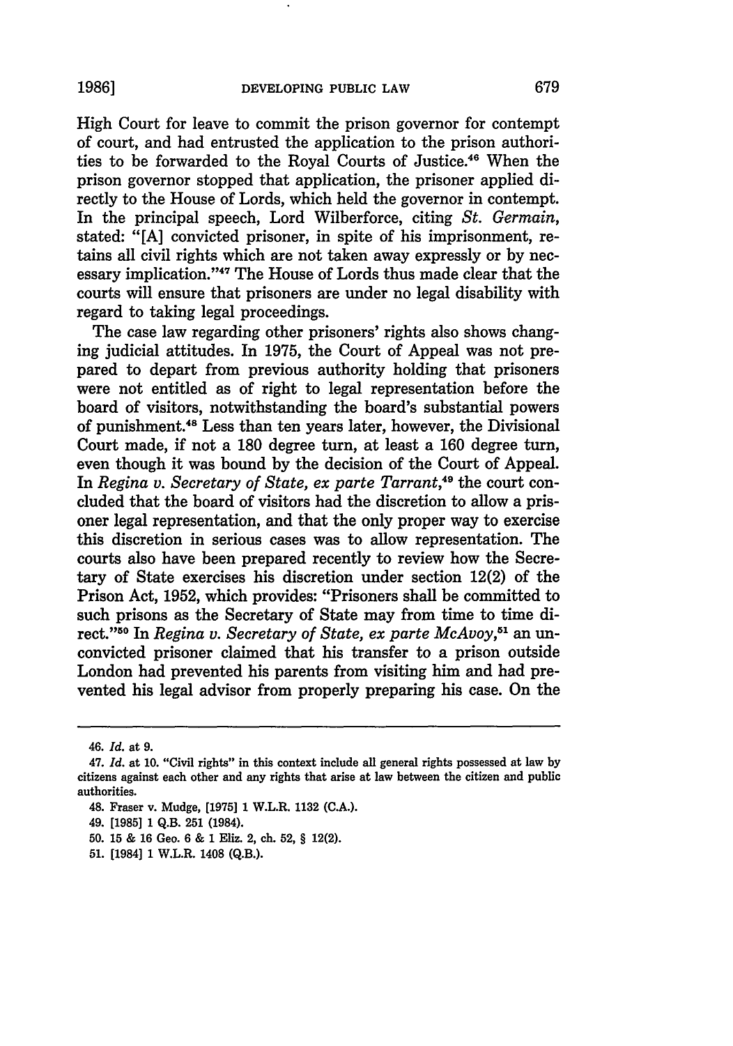High Court for leave to commit the prison governor for contempt of court, and had entrusted the application to the prison authorities to be forwarded to the Royal Courts of Justice.[46] When the prison governor stopped that application, the prisoner applied directly to the House of Lords, which held the governor in contempt. In the principal speech, Lord Wilberforce, citing *St. Germain*, stated: "[A] convicted prisoner, in spite of his imprisonment, retains all civil rights which are not taken away expressly or by necessary implication."[47] The House of Lords thus made clear that the courts will ensure that prisoners are under no legal disability with regard to taking legal proceedings.

The case law regarding other prisoners' rights also shows changing judicial attitudes. In 1975, the Court of Appeal was not prepared to depart from previous authority holding that prisoners were not entitled as of right to legal representation before the board of visitors, notwithstanding the board's substantial powers of punishment.[48] Less than ten years later, however, the Divisional Court made, if not a 180 degree turn, at least a 160 degree turn, even though it was bound by the decision of the Court of Appeal. In *Regina v. Secretary of State, ex parte Tarrant*,[49] the court concluded that the board of visitors had the discretion to allow a prisoner legal representation, and that the only proper way to exercise this discretion in serious cases was to allow representation. The courts also have been prepared recently to review how the Secretary of State exercises his discretion under section 12(2) of the Prison Act, 1952, which provides: "Prisoners shall be committed to such prisons as the Secretary of State may from time to time direct."[50] In *Regina v. Secretary of State, ex parte McAvoy*,[51] an unconvicted prisoner claimed that his transfer to a prison outside London had prevented his parents from visiting him and had prevented his legal advisor from properly preparing his case. On the

---

46. *Id.* at 9.

47. *Id.* at 10. "Civil rights" in this context include all general rights possessed at law by citizens against each other and any rights that arise at law between the citizen and public authorities.

48. Fraser v. Mudge, [1975] 1 W.L.R. 1132 (C.A.).

49. [1985] 1 Q.B. 251 (1984).

50. 15 & 16 Geo. 6 & 1 Eliz. 2, ch. 52, § 12(2).

51. [1984] 1 W.L.R. 1408 (Q.B.).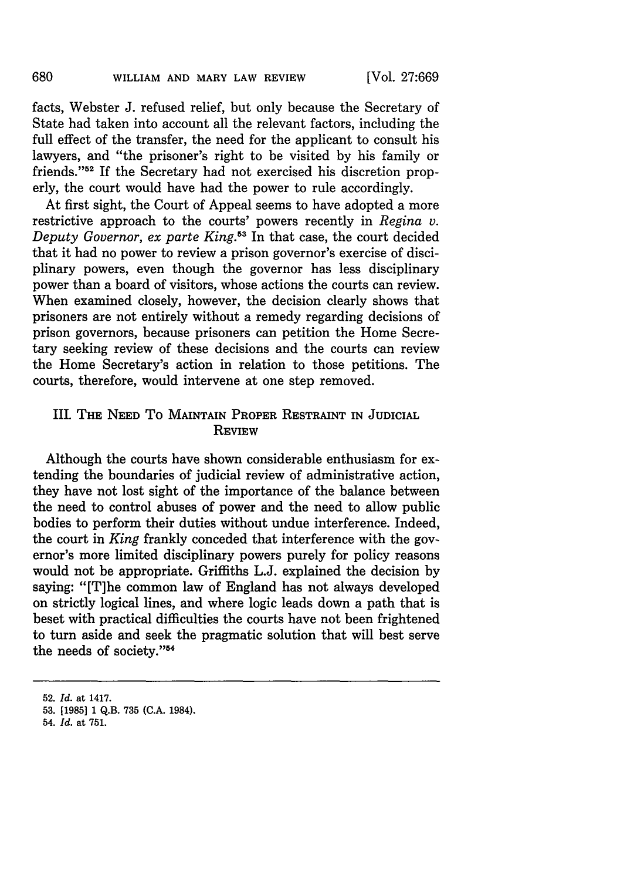facts, Webster J. refused relief, but only because the Secretary of State had taken into account all the relevant factors, including the full effect of the transfer, the need for the applicant to consult his lawyers, and "the prisoner's right to be visited by his family or friends."[52] If the Secretary had not exercised his discretion properly, the court would have had the power to rule accordingly.

At first sight, the Court of Appeal seems to have adopted a more restrictive approach to the courts' powers recently in *Regina v. Deputy Governor, ex parte King*.[53] In that case, the court decided that it had no power to review a prison governor's exercise of disciplinary powers, even though the governor has less disciplinary power than a board of visitors, whose actions the courts can review. When examined closely, however, the decision clearly shows that prisoners are not entirely without a remedy regarding decisions of prison governors, because prisoners can petition the Home Secretary seeking review of these decisions and the courts can review the Home Secretary's action in relation to those petitions. The courts, therefore, would intervene at one step removed.

## III. The Need To Maintain Proper Restraint in Judicial Review

Although the courts have shown considerable enthusiasm for extending the boundaries of judicial review of administrative action, they have not lost sight of the importance of the balance between the need to control abuses of power and the need to allow public bodies to perform their duties without undue interference. Indeed, the court in *King* frankly conceded that interference with the governor's more limited disciplinary powers purely for policy reasons would not be appropriate. Griffiths L.J. explained the decision by saying: "[T]he common law of England has not always developed on strictly logical lines, and where logic leads down a path that is beset with practical difficulties the courts have not been frightened to turn aside and seek the pragmatic solution that will best serve the needs of society."[54]

---

52. *Id.* at 1417.
53. [1985] 1 Q.B. 735 (C.A. 1984).
54. *Id.* at 751.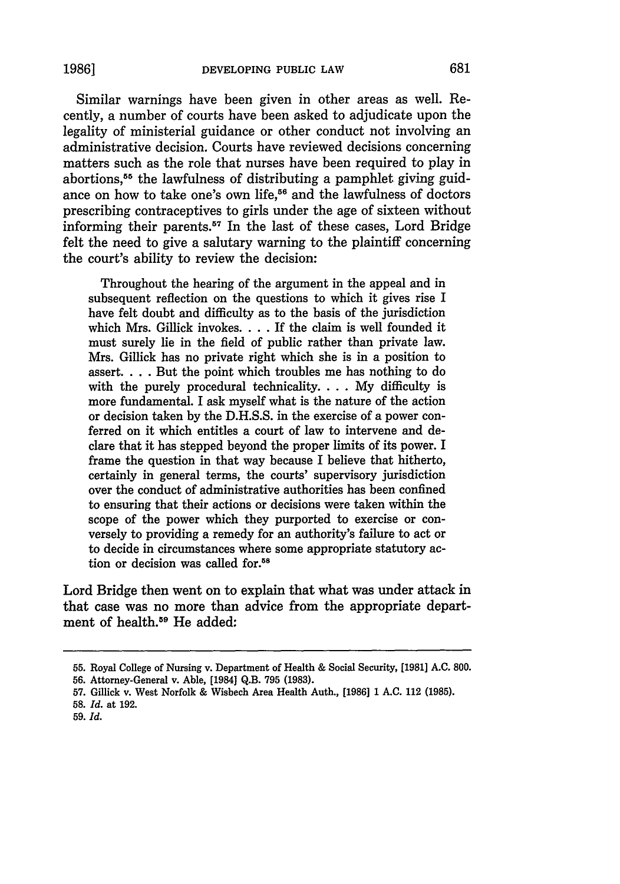Similar warnings have been given in other areas as well. Recently, a number of courts have been asked to adjudicate upon the legality of ministerial guidance or other conduct not involving an administrative decision. Courts have reviewed decisions concerning matters such as the role that nurses have been required to play in abortions,[55] the lawfulness of distributing a pamphlet giving guidance on how to take one's own life,[56] and the lawfulness of doctors prescribing contraceptives to girls under the age of sixteen without informing their parents.[57] In the last of these cases, Lord Bridge felt the need to give a salutary warning to the plaintiff concerning the court's ability to review the decision:

> Throughout the hearing of the argument in the appeal and in subsequent reflection on the questions to which it gives rise I have felt doubt and difficulty as to the basis of the jurisdiction which Mrs. Gillick invokes. . . . If the claim is well founded it must surely lie in the field of public rather than private law. Mrs. Gillick has no private right which she is in a position to assert. . . . But the point which troubles me has nothing to do with the purely procedural technicality. . . . My difficulty is more fundamental. I ask myself what is the nature of the action or decision taken by the D.H.S.S. in the exercise of a power conferred on it which entitles a court of law to intervene and declare that it has stepped beyond the proper limits of its power. I frame the question in that way because I believe that hitherto, certainly in general terms, the courts' supervisory jurisdiction over the conduct of administrative authorities has been confined to ensuring that their actions or decisions were taken within the scope of the power which they purported to exercise or conversely to providing a remedy for an authority's failure to act or to decide in circumstances where some appropriate statutory action or decision was called for.[58]

Lord Bridge then went on to explain that what was under attack in that case was no more than advice from the appropriate department of health.[59] He added:

---

55. Royal College of Nursing v. Department of Health & Social Security, [1981] A.C. 800.
56. Attorney-General v. Able, [1984] Q.B. 795 (1983).
57. Gillick v. West Norfolk & Wisbech Area Health Auth., [1986] 1 A.C. 112 (1985).
58. *Id.* at 192.
59. *Id.*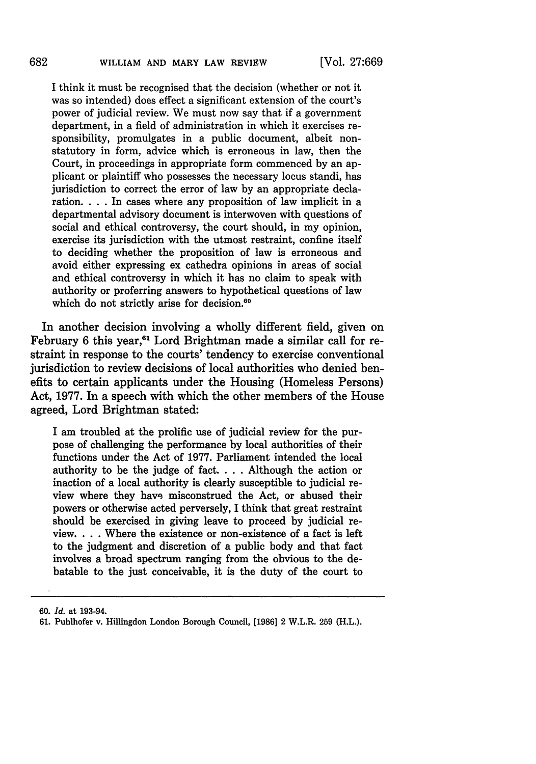> I think it must be recognised that the decision (whether or not it was so intended) does effect a significant extension of the court's power of judicial review. We must now say that if a government department, in a field of administration in which it exercises responsibility, promulgates in a public document, albeit non-statutory in form, advice which is erroneous in law, then the Court, in proceedings in appropriate form commenced by an applicant or plaintiff who possesses the necessary locus standi, has jurisdiction to correct the error of law by an appropriate declaration. . . . In cases where any proposition of law implicit in a departmental advisory document is interwoven with questions of social and ethical controversy, the court should, in my opinion, exercise its jurisdiction with the utmost restraint, confine itself to deciding whether the proposition of law is erroneous and avoid either expressing ex cathedra opinions in areas of social and ethical controversy in which it has no claim to speak with authority or proferring answers to hypothetical questions of law which do not strictly arise for decision.[60]

In another decision involving a wholly different field, given on February 6 this year,[61] Lord Brightman made a similar call for restraint in response to the courts' tendency to exercise conventional jurisdiction to review decisions of local authorities who denied benefits to certain applicants under the Housing (Homeless Persons) Act, 1977. In a speech with which the other members of the House agreed, Lord Brightman stated:

> I am troubled at the prolific use of judicial review for the purpose of challenging the performance by local authorities of their functions under the Act of 1977. Parliament intended the local authority to be the judge of fact. . . . Although the action or inaction of a local authority is clearly susceptible to judicial review where they have misconstrued the Act, or abused their powers or otherwise acted perversely, I think that great restraint should be exercised in giving leave to proceed by judicial review. . . . Where the existence or non-existence of a fact is left to the judgment and discretion of a public body and that fact involves a broad spectrum ranging from the obvious to the debatable to the just conceivable, it is the duty of the court to

---

60. *Id.* at 193-94.

61. Puhlhofer v. Hillingdon London Borough Council, [1986] 2 W.L.R. 259 (H.L.).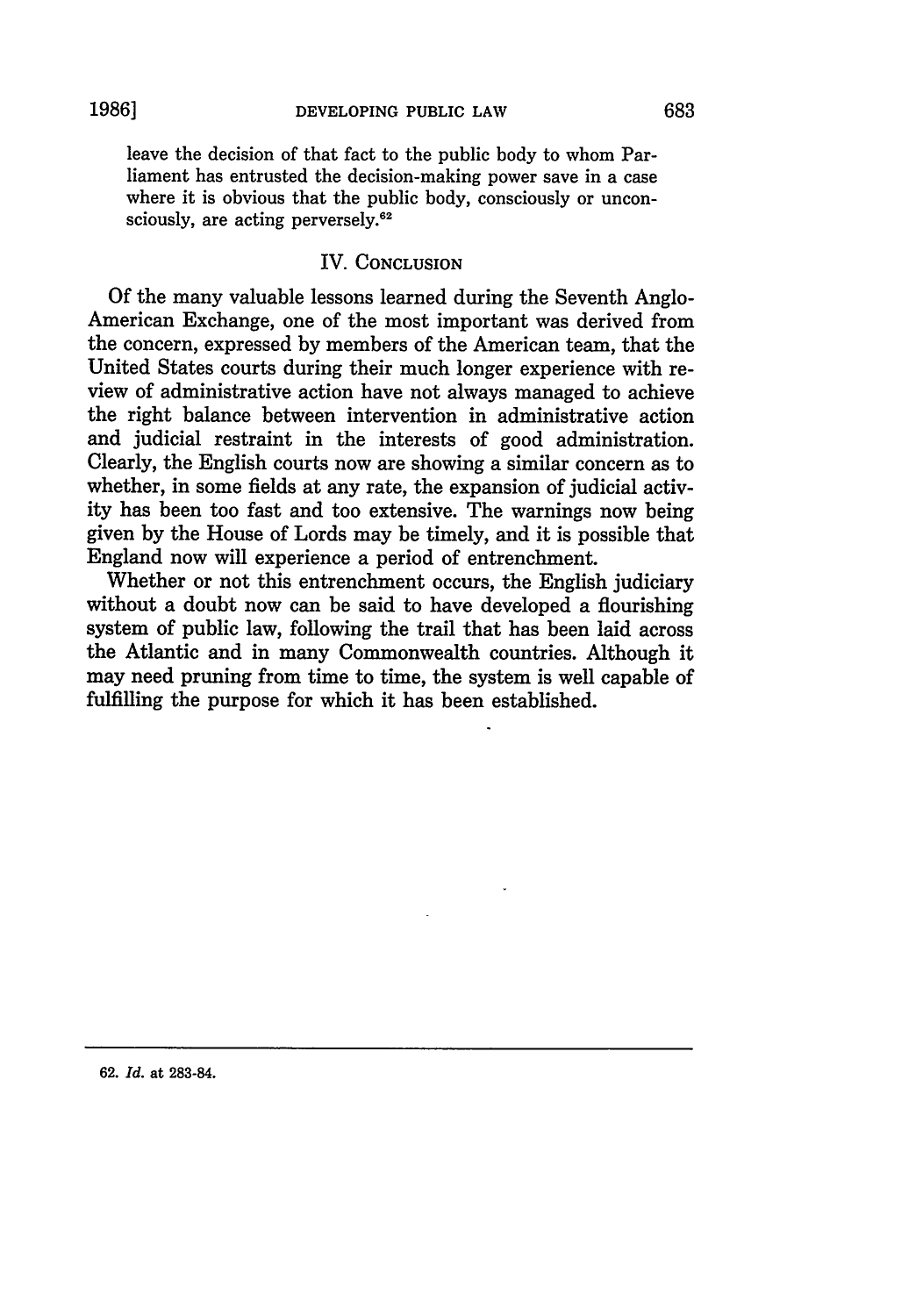leave the decision of that fact to the public body to whom Parliament has entrusted the decision-making power save in a case where it is obvious that the public body, consciously or unconsciously, are acting perversely.[62]

## IV. Conclusion

Of the many valuable lessons learned during the Seventh Anglo-American Exchange, one of the most important was derived from the concern, expressed by members of the American team, that the United States courts during their much longer experience with review of administrative action have not always managed to achieve the right balance between intervention in administrative action and judicial restraint in the interests of good administration. Clearly, the English courts now are showing a similar concern as to whether, in some fields at any rate, the expansion of judicial activity has been too fast and too extensive. The warnings now being given by the House of Lords may be timely, and it is possible that England now will experience a period of entrenchment.

Whether or not this entrenchment occurs, the English judiciary without a doubt now can be said to have developed a flourishing system of public law, following the trail that has been laid across the Atlantic and in many Commonwealth countries. Although it may need pruning from time to time, the system is well capable of fulfilling the purpose for which it has been established.

---

62. *Id.* at 283-84.